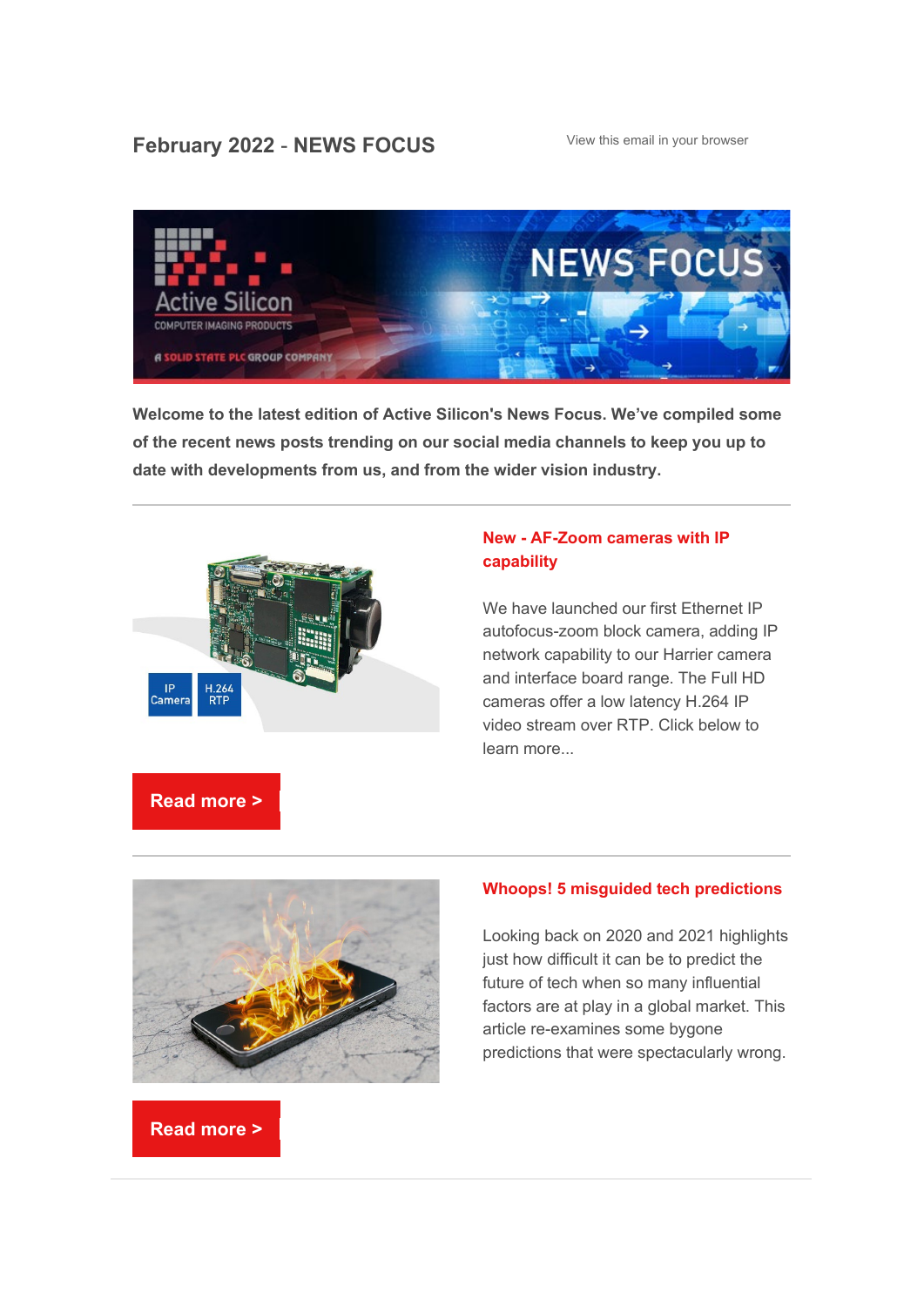# February 2022 - NEWS FOCUS

View this email in your browser

**Welcome to the latest edition of Active Silicon's News Focus. We've compiled some of the recent news posts trending on our social media channels to keep you up to date with developments from us, and from the wider vision industry.**

---

## New - AF-Zoom cameras with IP capability

We have launched our first Ethernet IP autofocus-zoom block camera, adding IP network capability to our Harrier camera and interface board range. The Full HD cameras offer a low latency H.264 IP video stream over RTP. Click below to learn more...

**Read more >**

---

## Whoops! 5 misguided tech predictions

Looking back on 2020 and 2021 highlights just how difficult it can be to predict the future of tech when so many influential factors are at play in a global market. This article re-examines some bygone predictions that were spectacularly wrong.

**Read more >**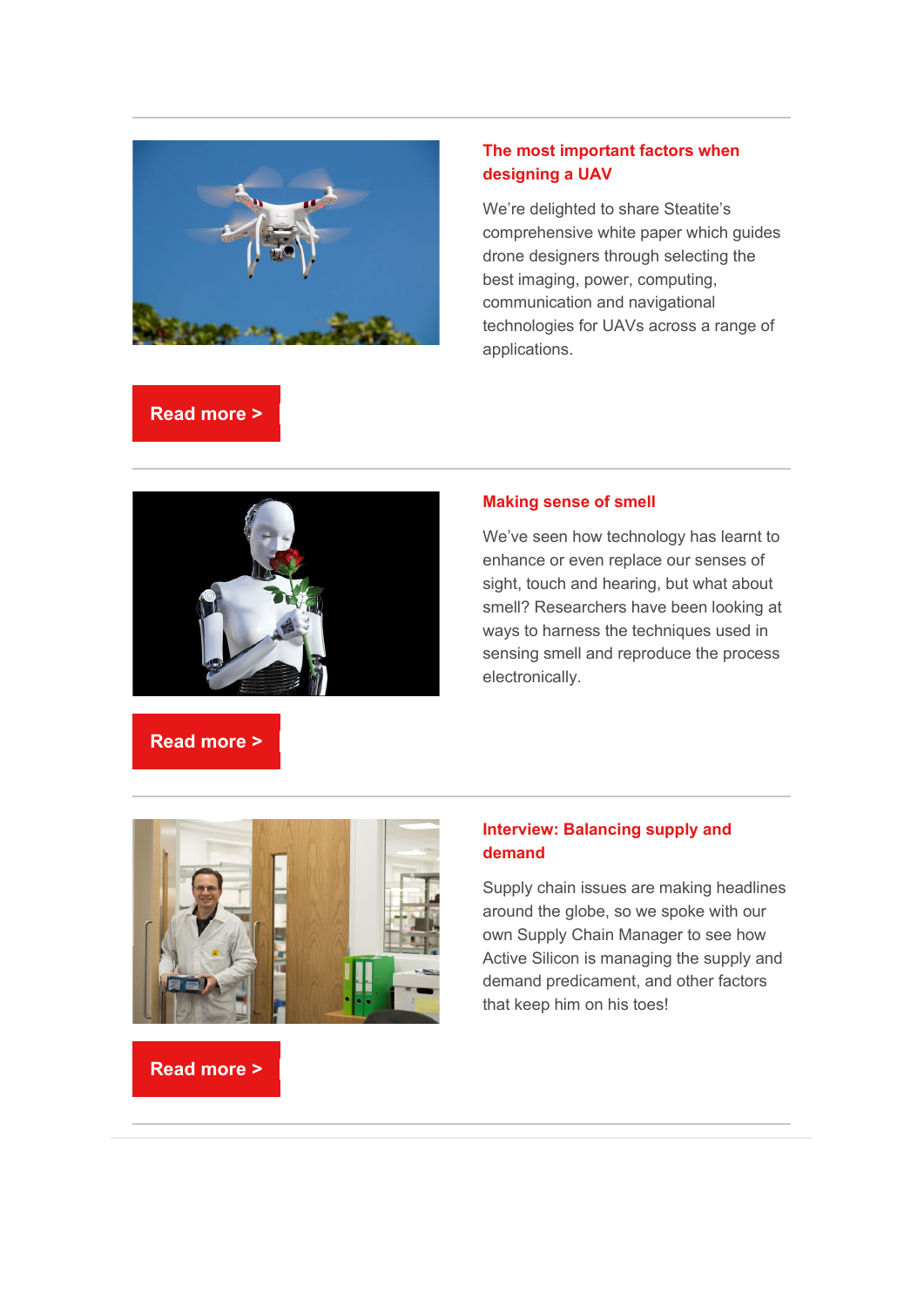---

## The most important factors when designing a UAV

We're delighted to share Steatite's comprehensive white paper which guides drone designers through selecting the best imaging, power, computing, communication and navigational technologies for UAVs across a range of applications.

**Read more >**

---

## Making sense of smell

We've seen how technology has learnt to enhance or even replace our senses of sight, touch and hearing, but what about smell? Researchers have been looking at ways to harness the techniques used in sensing smell and reproduce the process electronically.

**Read more >**

---

## Interview: Balancing supply and demand

Supply chain issues are making headlines around the globe, so we spoke with our own Supply Chain Manager to see how Active Silicon is managing the supply and demand predicament, and other factors that keep him on his toes!

**Read more >**

---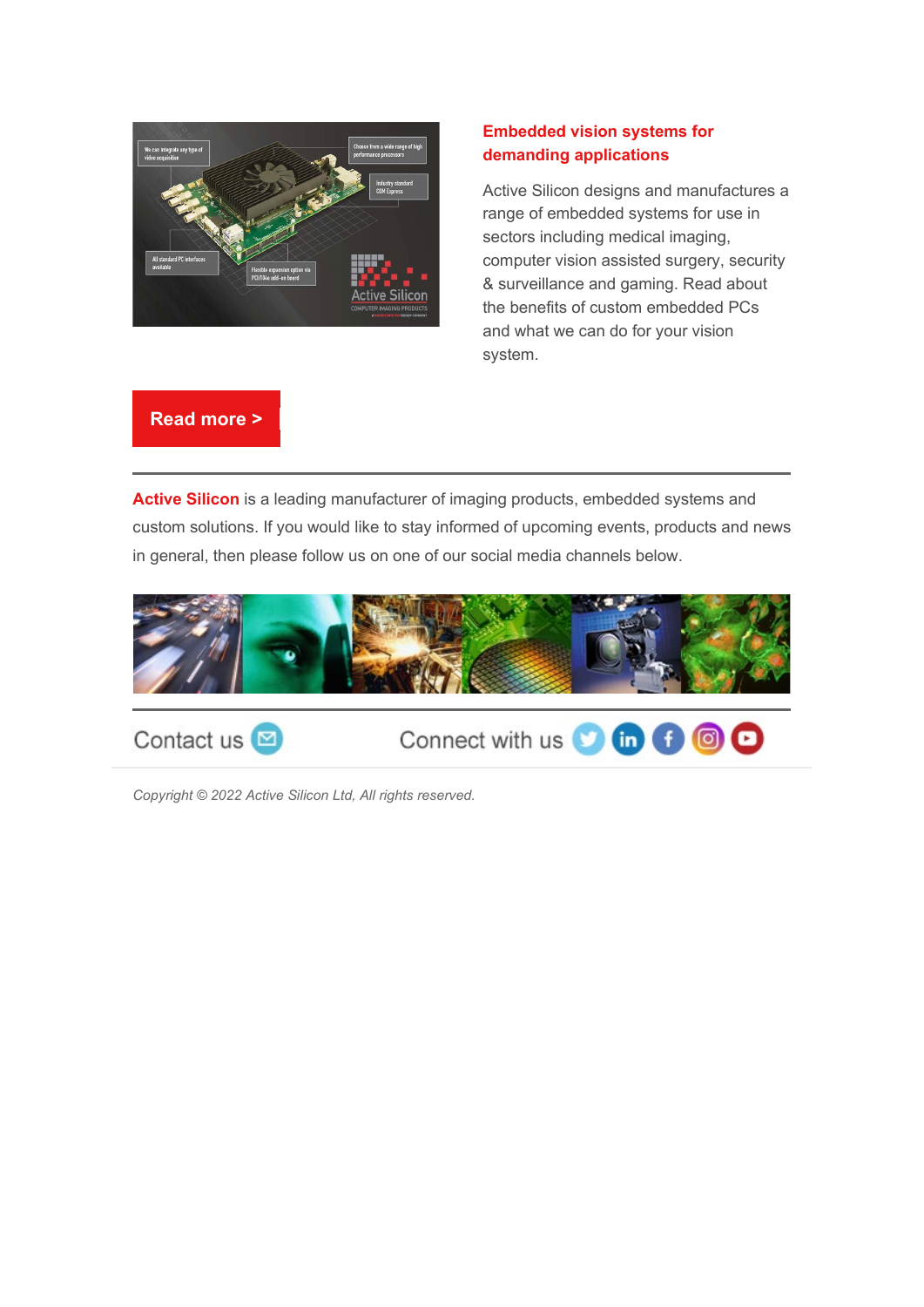## Embedded vision systems for demanding applications

Active Silicon designs and manufactures a range of embedded systems for use in sectors including medical imaging, computer vision assisted surgery, security & surveillance and gaming. Read about the benefits of custom embedded PCs and what we can do for your vision system.

Read more >

---

**Active Silicon** is a leading manufacturer of imaging products, embedded systems and custom solutions. If you would like to stay informed of upcoming events, products and news in general, then please follow us on one of our social media channels below.

---

Contact us

Connect with us

*Copyright © 2022 Active Silicon Ltd, All rights reserved.*